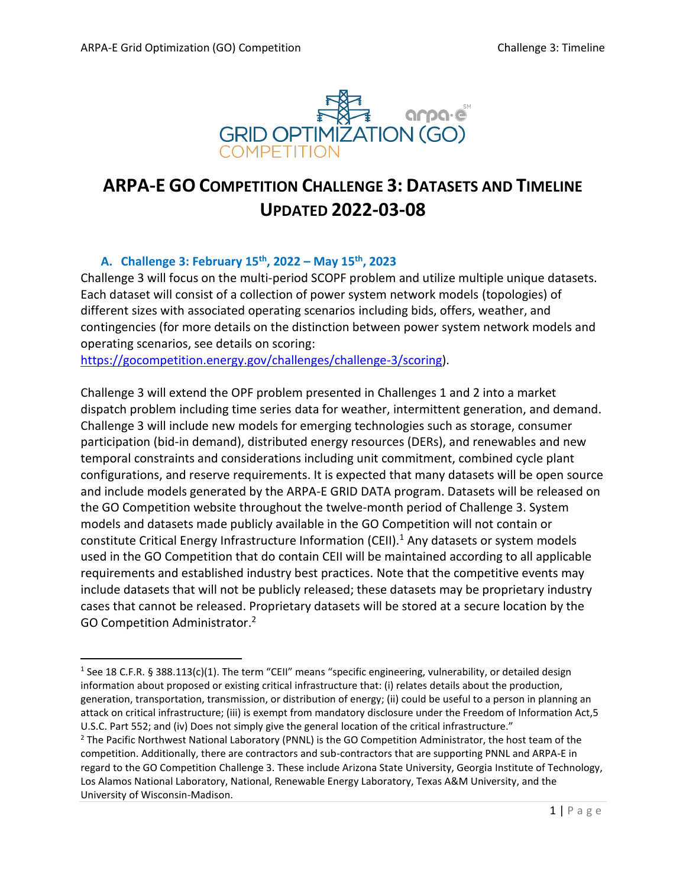# ARPA-E GO COMPETITION CHALLENGE 3: DATASETS AND TIMELINE UPDATED 2022-03-08

## A. Challenge 3: February 15th, 2022 – May 15th, 2023

Challenge 3 will focus on the multi-period SCOPF problem and utilize multiple unique datasets. Each dataset will consist of a collection of power system network models (topologies) of different sizes with associated operating scenarios including bids, offers, weather, and contingencies (for more details on the distinction between power system network models and operating scenarios, see details on scoring: https://gocompetition.energy.gov/challenges/challenge-3/scoring).

Challenge 3 will extend the OPF problem presented in Challenges 1 and 2 into a market dispatch problem including time series data for weather, intermittent generation, and demand. Challenge 3 will include new models for emerging technologies such as storage, consumer participation (bid-in demand), distributed energy resources (DERs), and renewables and new temporal constraints and considerations including unit commitment, combined cycle plant configurations, and reserve requirements. It is expected that many datasets will be open source and include models generated by the ARPA-E GRID DATA program. Datasets will be released on the GO Competition website throughout the twelve-month period of Challenge 3. System models and datasets made publicly available in the GO Competition will not contain or constitute Critical Energy Infrastructure Information (CEII).[1] Any datasets or system models used in the GO Competition that do contain CEII will be maintained according to all applicable requirements and established industry best practices. Note that the competitive events may include datasets that will not be publicly released; these datasets may be proprietary industry cases that cannot be released. Proprietary datasets will be stored at a secure location by the GO Competition Administrator.[2]

---

[1] See 18 C.F.R. § 388.113(c)(1). The term "CEII" means "specific engineering, vulnerability, or detailed design information about proposed or existing critical infrastructure that: (i) relates details about the production, generation, transportation, transmission, or distribution of energy; (ii) could be useful to a person in planning an attack on critical infrastructure; (iii) is exempt from mandatory disclosure under the Freedom of Information Act,5 U.S.C. Part 552; and (iv) Does not simply give the general location of the critical infrastructure."

[2] The Pacific Northwest National Laboratory (PNNL) is the GO Competition Administrator, the host team of the competition. Additionally, there are contractors and sub-contractors that are supporting PNNL and ARPA-E in regard to the GO Competition Challenge 3. These include Arizona State University, Georgia Institute of Technology, Los Alamos National Laboratory, National, Renewable Energy Laboratory, Texas A&M University, and the University of Wisconsin-Madison.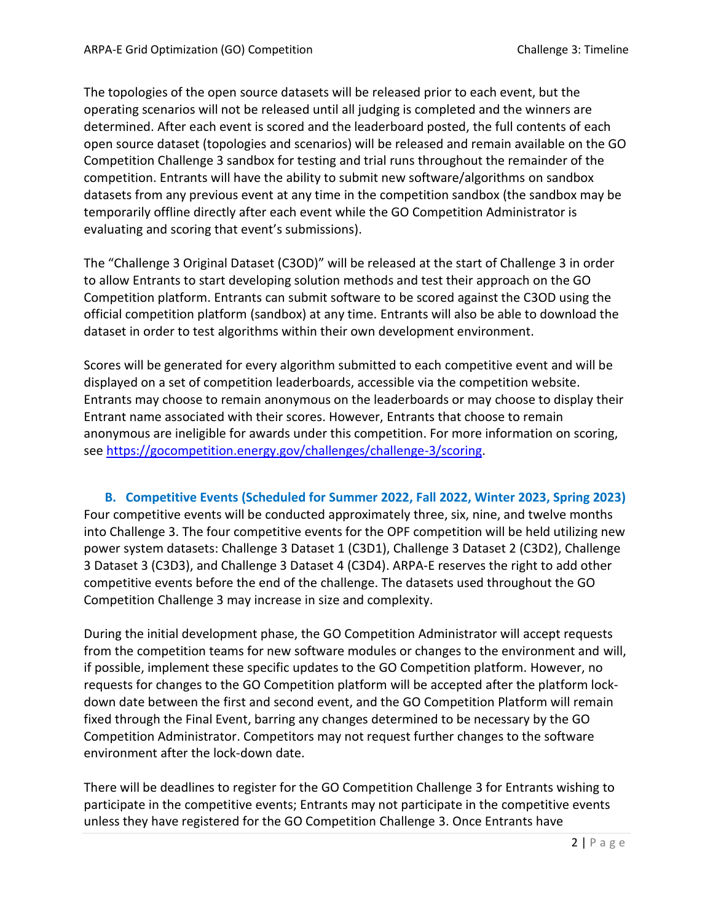The topologies of the open source datasets will be released prior to each event, but the operating scenarios will not be released until all judging is completed and the winners are determined. After each event is scored and the leaderboard posted, the full contents of each open source dataset (topologies and scenarios) will be released and remain available on the GO Competition Challenge 3 sandbox for testing and trial runs throughout the remainder of the competition. Entrants will have the ability to submit new software/algorithms on sandbox datasets from any previous event at any time in the competition sandbox (the sandbox may be temporarily offline directly after each event while the GO Competition Administrator is evaluating and scoring that event's submissions).

The "Challenge 3 Original Dataset (C3OD)" will be released at the start of Challenge 3 in order to allow Entrants to start developing solution methods and test their approach on the GO Competition platform. Entrants can submit software to be scored against the C3OD using the official competition platform (sandbox) at any time. Entrants will also be able to download the dataset in order to test algorithms within their own development environment.

Scores will be generated for every algorithm submitted to each competitive event and will be displayed on a set of competition leaderboards, accessible via the competition website. Entrants may choose to remain anonymous on the leaderboards or may choose to display their Entrant name associated with their scores. However, Entrants that choose to remain anonymous are ineligible for awards under this competition. For more information on scoring, see [https://gocompetition.energy.gov/challenges/challenge-3/scoring](https://gocompetition.energy.gov/challenges/challenge-3/scoring).

### B. Competitive Events (Scheduled for Summer 2022, Fall 2022, Winter 2023, Spring 2023)

Four competitive events will be conducted approximately three, six, nine, and twelve months into Challenge 3. The four competitive events for the OPF competition will be held utilizing new power system datasets: Challenge 3 Dataset 1 (C3D1), Challenge 3 Dataset 2 (C3D2), Challenge 3 Dataset 3 (C3D3), and Challenge 3 Dataset 4 (C3D4). ARPA-E reserves the right to add other competitive events before the end of the challenge. The datasets used throughout the GO Competition Challenge 3 may increase in size and complexity.

During the initial development phase, the GO Competition Administrator will accept requests from the competition teams for new software modules or changes to the environment and will, if possible, implement these specific updates to the GO Competition platform. However, no requests for changes to the GO Competition platform will be accepted after the platform lock-down date between the first and second event, and the GO Competition Platform will remain fixed through the Final Event, barring any changes determined to be necessary by the GO Competition Administrator. Competitors may not request further changes to the software environment after the lock-down date.

There will be deadlines to register for the GO Competition Challenge 3 for Entrants wishing to participate in the competitive events; Entrants may not participate in the competitive events unless they have registered for the GO Competition Challenge 3. Once Entrants have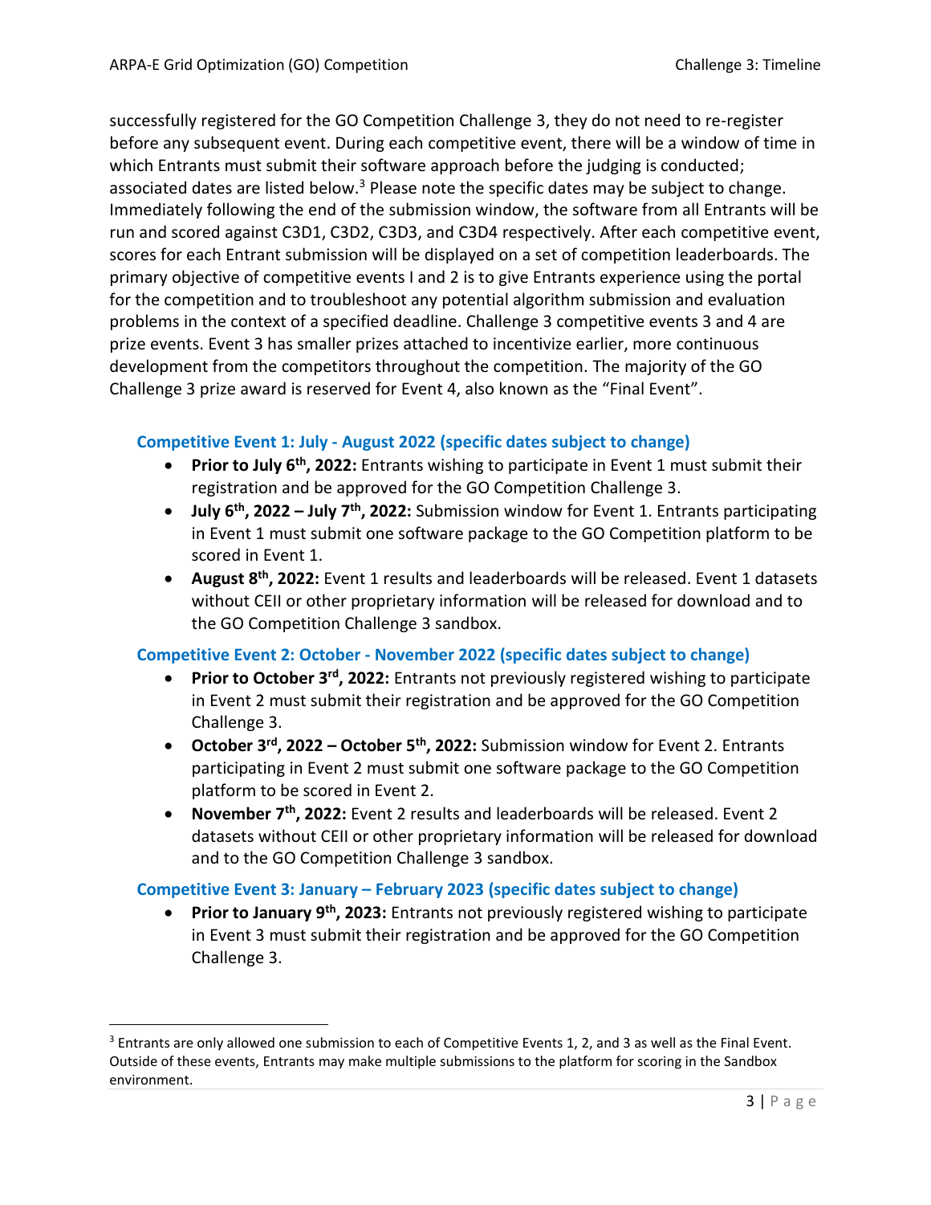successfully registered for the GO Competition Challenge 3, they do not need to re-register before any subsequent event. During each competitive event, there will be a window of time in which Entrants must submit their software approach before the judging is conducted; associated dates are listed below.[3] Please note the specific dates may be subject to change. Immediately following the end of the submission window, the software from all Entrants will be run and scored against C3D1, C3D2, C3D3, and C3D4 respectively. After each competitive event, scores for each Entrant submission will be displayed on a set of competition leaderboards. The primary objective of competitive events I and 2 is to give Entrants experience using the portal for the competition and to troubleshoot any potential algorithm submission and evaluation problems in the context of a specified deadline. Challenge 3 competitive events 3 and 4 are prize events. Event 3 has smaller prizes attached to incentivize earlier, more continuous development from the competitors throughout the competition. The majority of the GO Challenge 3 prize award is reserved for Event 4, also known as the "Final Event".

### Competitive Event 1: July - August 2022 (specific dates subject to change)

- **Prior to July 6th, 2022:** Entrants wishing to participate in Event 1 must submit their registration and be approved for the GO Competition Challenge 3.
- **July 6th, 2022 – July 7th, 2022:** Submission window for Event 1. Entrants participating in Event 1 must submit one software package to the GO Competition platform to be scored in Event 1.
- **August 8th, 2022:** Event 1 results and leaderboards will be released. Event 1 datasets without CEII or other proprietary information will be released for download and to the GO Competition Challenge 3 sandbox.

### Competitive Event 2: October - November 2022 (specific dates subject to change)

- **Prior to October 3rd, 2022:** Entrants not previously registered wishing to participate in Event 2 must submit their registration and be approved for the GO Competition Challenge 3.
- **October 3rd, 2022 – October 5th, 2022:** Submission window for Event 2. Entrants participating in Event 2 must submit one software package to the GO Competition platform to be scored in Event 2.
- **November 7th, 2022:** Event 2 results and leaderboards will be released. Event 2 datasets without CEII or other proprietary information will be released for download and to the GO Competition Challenge 3 sandbox.

### Competitive Event 3: January – February 2023 (specific dates subject to change)

- **Prior to January 9th, 2023:** Entrants not previously registered wishing to participate in Event 3 must submit their registration and be approved for the GO Competition Challenge 3.

[3] Entrants are only allowed one submission to each of Competitive Events 1, 2, and 3 as well as the Final Event. Outside of these events, Entrants may make multiple submissions to the platform for scoring in the Sandbox environment.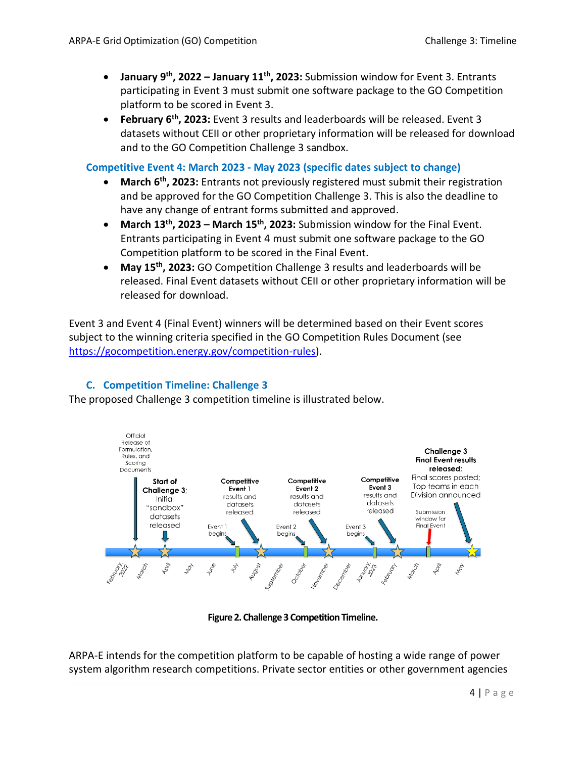- **January 9th, 2022 – January 11th, 2023:** Submission window for Event 3. Entrants participating in Event 3 must submit one software package to the GO Competition platform to be scored in Event 3.
- **February 6th, 2023:** Event 3 results and leaderboards will be released. Event 3 datasets without CEII or other proprietary information will be released for download and to the GO Competition Challenge 3 sandbox.

### Competitive Event 4: March 2023 - May 2023 (specific dates subject to change)

- **March 6th, 2023:** Entrants not previously registered must submit their registration and be approved for the GO Competition Challenge 3. This is also the deadline to have any change of entrant forms submitted and approved.
- **March 13th, 2023 – March 15th, 2023:** Submission window for the Final Event. Entrants participating in Event 4 must submit one software package to the GO Competition platform to be scored in the Final Event.
- **May 15th, 2023:** GO Competition Challenge 3 results and leaderboards will be released. Final Event datasets without CEII or other proprietary information will be released for download.

Event 3 and Event 4 (Final Event) winners will be determined based on their Event scores subject to the winning criteria specified in the GO Competition Rules Document (see https://gocompetition.energy.gov/competition-rules).

## C. Competition Timeline: Challenge 3

The proposed Challenge 3 competition timeline is illustrated below.

**Figure 2. Challenge 3 Competition Timeline.**

ARPA-E intends for the competition platform to be capable of hosting a wide range of power system algorithm research competitions. Private sector entities or other government agencies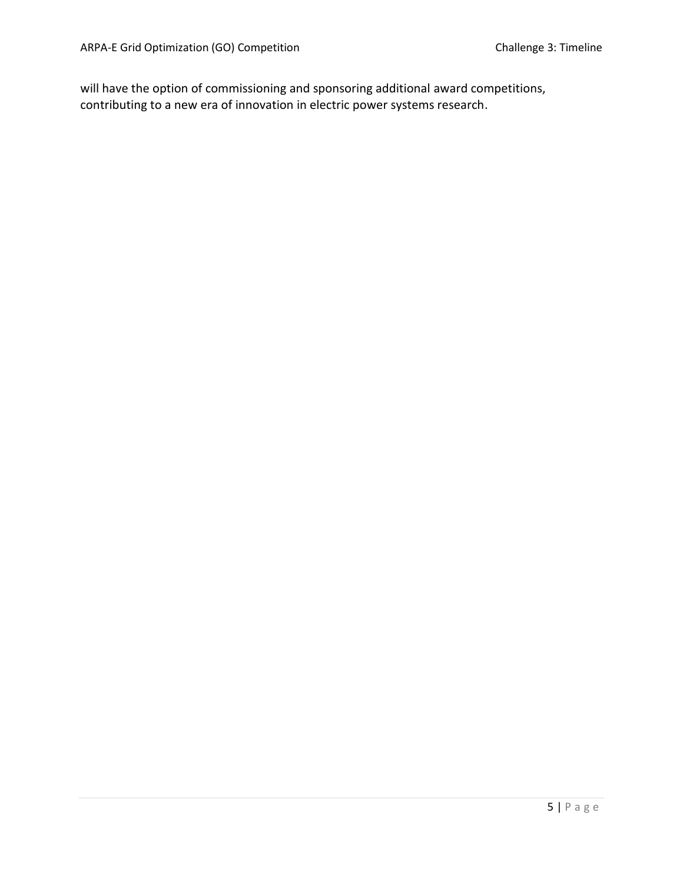will have the option of commissioning and sponsoring additional award competitions, contributing to a new era of innovation in electric power systems research.